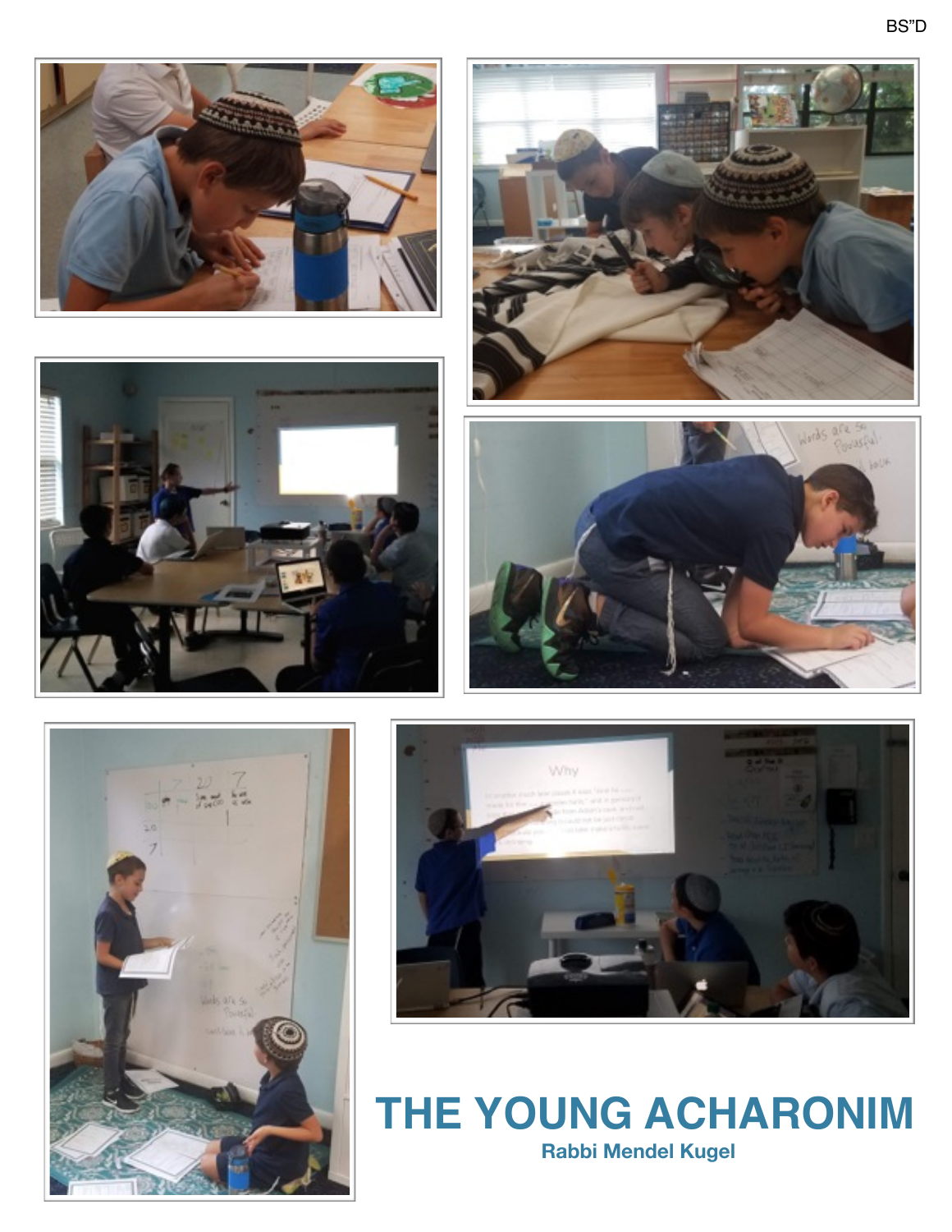BS"D

# THE YOUNG ACHARONIM

**Rabbi Mendel Kugel**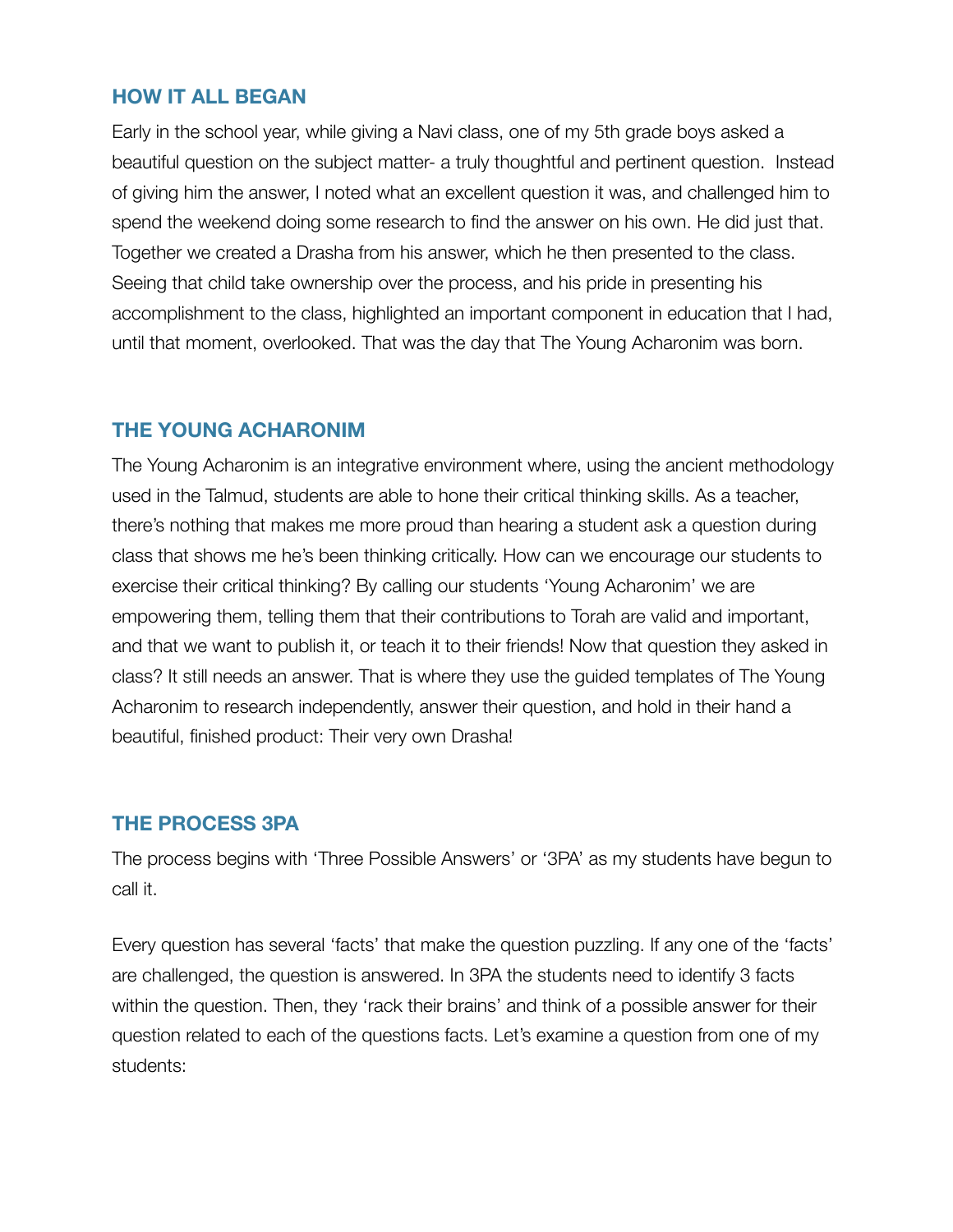## HOW IT ALL BEGAN

Early in the school year, while giving a Navi class, one of my 5th grade boys asked a beautiful question on the subject matter- a truly thoughtful and pertinent question. Instead of giving him the answer, I noted what an excellent question it was, and challenged him to spend the weekend doing some research to find the answer on his own. He did just that. Together we created a Drasha from his answer, which he then presented to the class. Seeing that child take ownership over the process, and his pride in presenting his accomplishment to the class, highlighted an important component in education that I had, until that moment, overlooked. That was the day that The Young Acharonim was born.

## THE YOUNG ACHARONIM

The Young Acharonim is an integrative environment where, using the ancient methodology used in the Talmud, students are able to hone their critical thinking skills. As a teacher, there's nothing that makes me more proud than hearing a student ask a question during class that shows me he's been thinking critically. How can we encourage our students to exercise their critical thinking? By calling our students 'Young Acharonim' we are empowering them, telling them that their contributions to Torah are valid and important, and that we want to publish it, or teach it to their friends! Now that question they asked in class? It still needs an answer. That is where they use the guided templates of The Young Acharonim to research independently, answer their question, and hold in their hand a beautiful, finished product: Their very own Drasha!

## THE PROCESS 3PA

The process begins with 'Three Possible Answers' or '3PA' as my students have begun to call it.

Every question has several 'facts' that make the question puzzling. If any one of the 'facts' are challenged, the question is answered. In 3PA the students need to identify 3 facts within the question. Then, they 'rack their brains' and think of a possible answer for their question related to each of the questions facts. Let's examine a question from one of my students: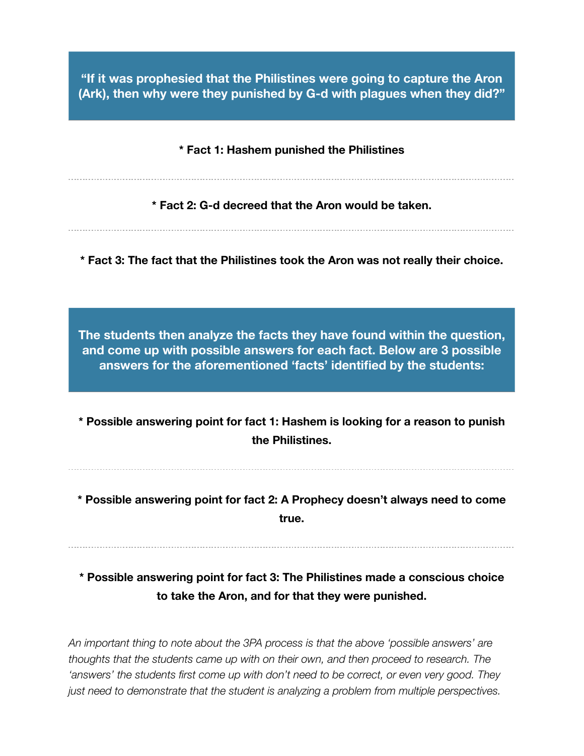**“If it was prophesied that the Philistines were going to capture the Aron (Ark), then why were they punished by G-d with plagues when they did?”**

* **Fact 1: Hashem punished the Philistines**

---

* **Fact 2: G-d decreed that the Aron would be taken.**

---

* **Fact 3: The fact that the Philistines took the Aron was not really their choice.**

**The students then analyze the facts they have found within the question, and come up with possible answers for each fact. Below are 3 possible answers for the aforementioned ‘facts’ identified by the students:**

* **Possible answering point for fact 1: Hashem is looking for a reason to punish the Philistines.**

---

* **Possible answering point for fact 2: A Prophecy doesn’t always need to come true.**

---

* **Possible answering point for fact 3: The Philistines made a conscious choice to take the Aron, and for that they were punished.**

*An important thing to note about the 3PA process is that the above ‘possible answers’ are thoughts that the students came up with on their own, and then proceed to research. The ‘answers’ the students first come up with don’t need to be correct, or even very good. They just need to demonstrate that the student is analyzing a problem from multiple perspectives.*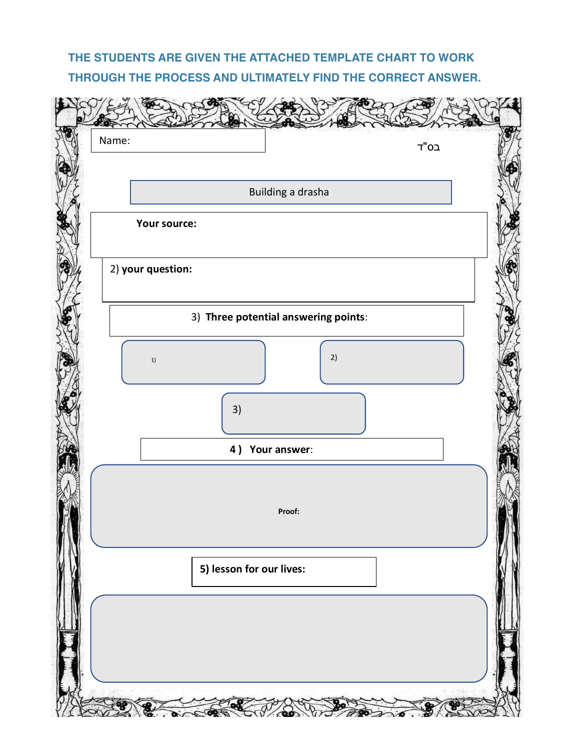**THE STUDENTS ARE GIVEN THE ATTACHED TEMPLATE CHART TO WORK THROUGH THE PROCESS AND ULTIMATELY FIND THE CORRECT ANSWER.**

Name:

בס"ד

Building a drasha

**Your source:**

2) **your question:**

3) **Three potential answering points**:

1)

2)

3)

**4 ) Your answer**:

**Proof:**

**5) lesson for our lives:**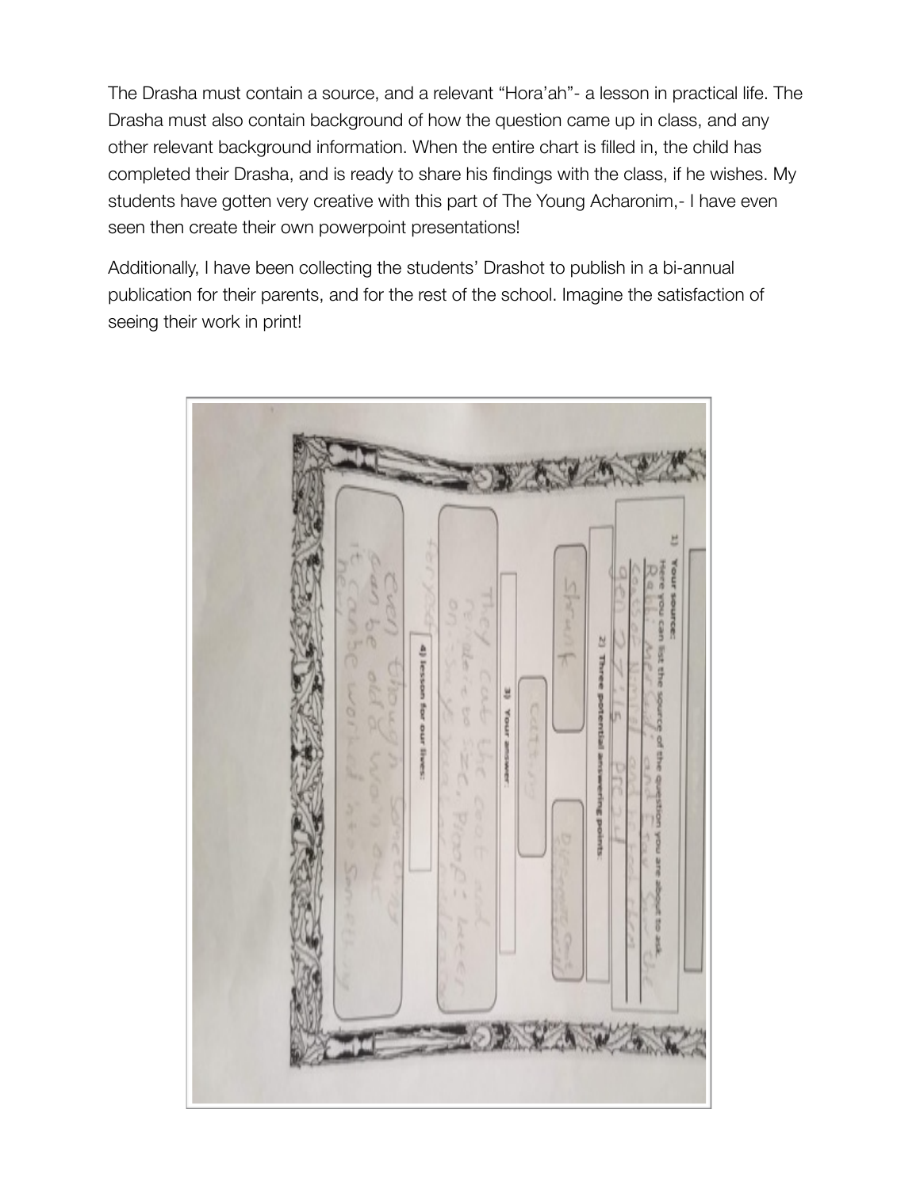The Drasha must contain a source, and a relevant "Hora'ah"- a lesson in practical life. The Drasha must also contain background of how the question came up in class, and any other relevant background information. When the entire chart is filled in, the child has completed their Drasha, and is ready to share his findings with the class, if he wishes. My students have gotten very creative with this part of The Young Acharonim,- I have even seen then create their own powerpoint presentations!

Additionally, I have been collecting the students' Drashot to publish in a bi-annual publication for their parents, and for the rest of the school. Imagine the satisfaction of seeing their work in print!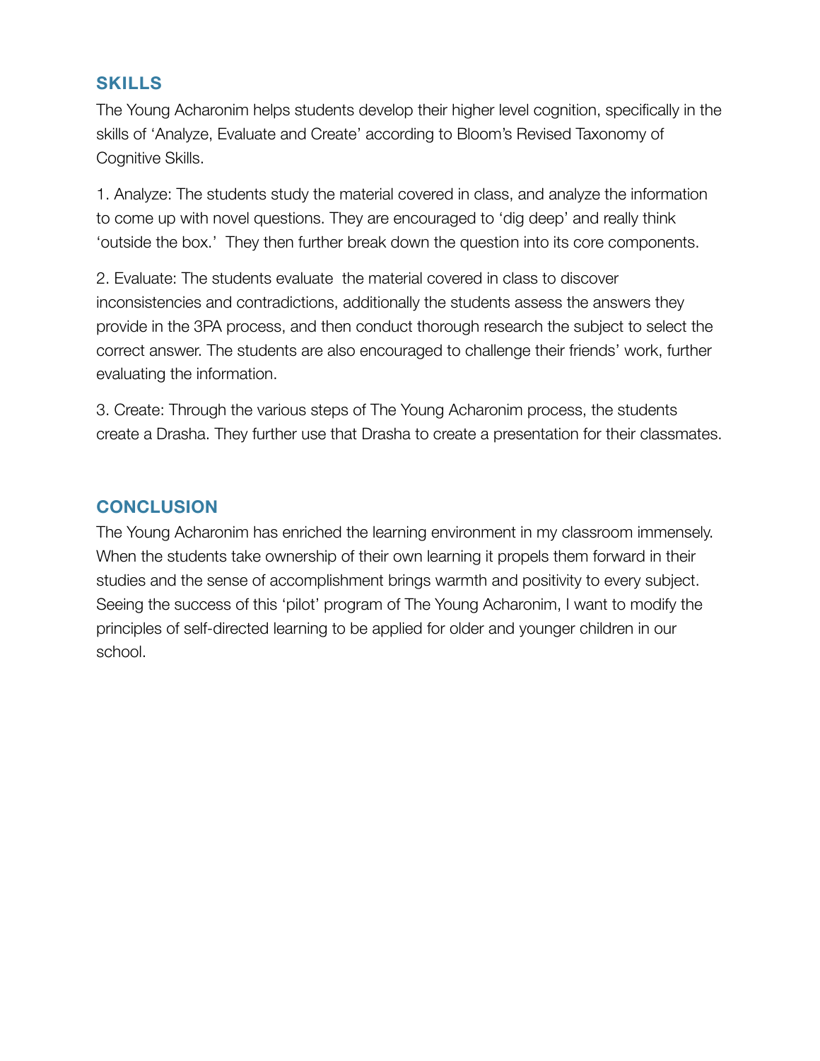## SKILLS

The Young Acharonim helps students develop their higher level cognition, specifically in the skills of 'Analyze, Evaluate and Create' according to Bloom's Revised Taxonomy of Cognitive Skills.

1. Analyze: The students study the material covered in class, and analyze the information to come up with novel questions. They are encouraged to 'dig deep' and really think 'outside the box.' They then further break down the question into its core components.

2. Evaluate: The students evaluate the material covered in class to discover inconsistencies and contradictions, additionally the students assess the answers they provide in the 3PA process, and then conduct thorough research the subject to select the correct answer. The students are also encouraged to challenge their friends' work, further evaluating the information.

3. Create: Through the various steps of The Young Acharonim process, the students create a Drasha. They further use that Drasha to create a presentation for their classmates.

## CONCLUSION

The Young Acharonim has enriched the learning environment in my classroom immensely. When the students take ownership of their own learning it propels them forward in their studies and the sense of accomplishment brings warmth and positivity to every subject. Seeing the success of this 'pilot' program of The Young Acharonim, I want to modify the principles of self-directed learning to be applied for older and younger children in our school.